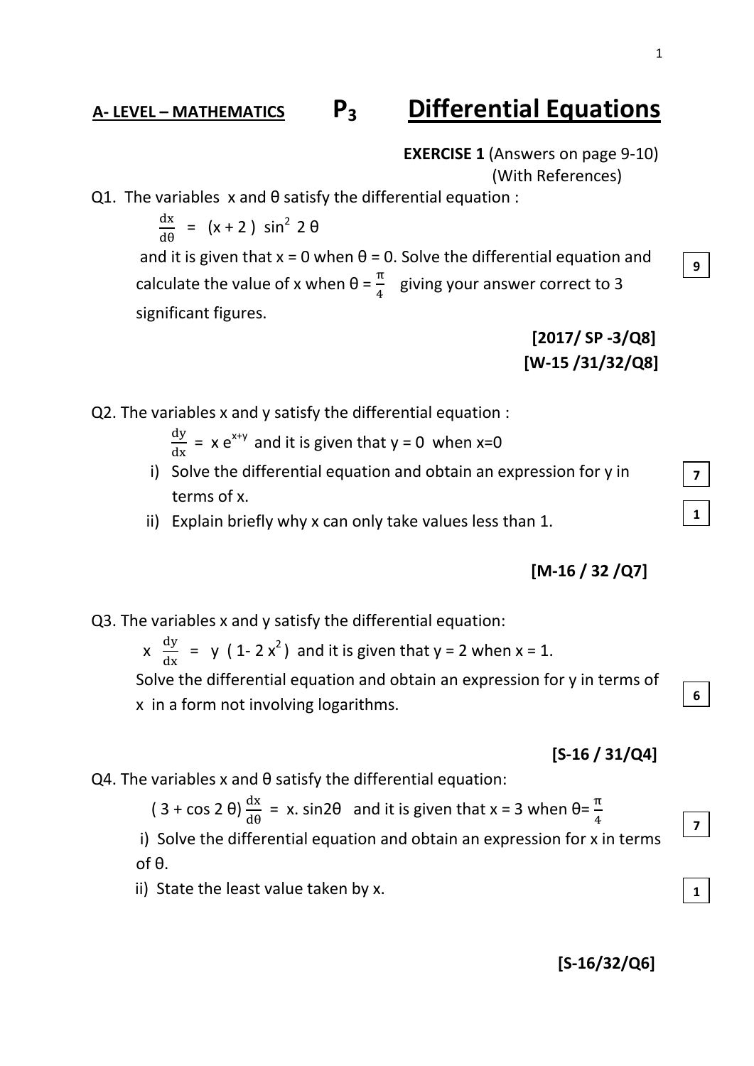**A- LEVEL – MATHEMATICS** **$P_3$** **Differential Equations**

**EXERCISE 1** (Answers on page 9-10)
(With References)

Q1. The variables x and θ satisfy the differential equation :

$$\frac{dx}{d\theta} = (x + 2)\sin^2 2\theta$$

and it is given that x = 0 when θ = 0. Solve the differential equation and calculate the value of x when $\theta = \frac{\pi}{4}$ giving your answer correct to 3 significant figures. **[9]**

**[2017/ SP -3/Q8]**
**[W-15 /31/32/Q8]**

Q2. The variables x and y satisfy the differential equation :

$\frac{dy}{dx} = x e^{x+y}$ and it is given that y = 0 when x=0

i) Solve the differential equation and obtain an expression for y in terms of x. **[7]**
ii) Explain briefly why x can only take values less than 1. **[1]**

**[M-16 / 32 /Q7]**

Q3. The variables x and y satisfy the differential equation:

$x\frac{dy}{dx} = y(1 - 2x^2)$ and it is given that y = 2 when x = 1.

Solve the differential equation and obtain an expression for y in terms of x in a form not involving logarithms. **[6]**

**[S-16 / 31/Q4]**

Q4. The variables x and θ satisfy the differential equation:

$(3 + \cos 2\theta)\frac{dx}{d\theta} = x.\sin 2\theta$ and it is given that x = 3 when $\theta = \frac{\pi}{4}$

i) Solve the differential equation and obtain an expression for x in terms of θ. **[7]**
ii) State the least value taken by x. **[1]**

**[S-16/32/Q6]**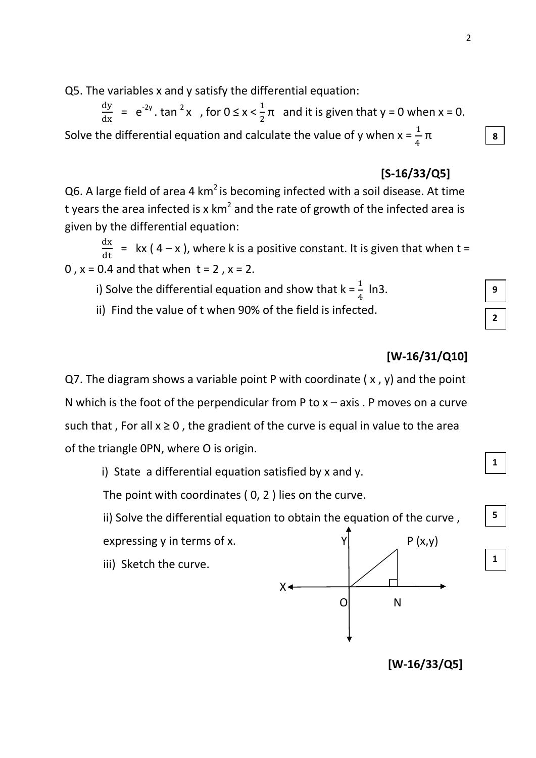Q5. The variables x and y satisfy the differential equation:

$\frac{dy}{dx} = e^{-2y} . \tan^2 x$ , for $0 \le x < \frac{1}{2}\pi$ and it is given that y = 0 when x = 0.

Solve the differential equation and calculate the value of y when $x = \frac{1}{4}\pi$ **8**

**[S-16/33/Q5]**

Q6. A large field of area 4 $km^2$ is becoming infected with a soil disease. At time t years the area infected is x $km^2$ and the rate of growth of the infected area is given by the differential equation:

$\frac{dx}{dt} = kx(4 - x)$, where k is a positive constant. It is given that when t = 0 , x = 0.4 and that when t = 2 , x = 2.

i) Solve the differential equation and show that $k = \frac{1}{4}\ln 3$. **9**

ii) Find the value of t when 90% of the field is infected. **2**

**[W-16/31/Q10]**

Q7. The diagram shows a variable point P with coordinate ( x , y) and the point N which is the foot of the perpendicular from P to x – axis . P moves on a curve such that , For all $x \ge 0$ , the gradient of the curve is equal in value to the area of the triangle 0PN, where O is origin.

i) State a differential equation satisfied by x and y. **1**

The point with coordinates ( 0, 2 ) lies on the curve.

ii) Solve the differential equation to obtain the equation of the curve , expressing y in terms of x. **5**

iii) Sketch the curve. **1**

**[W-16/33/Q5]**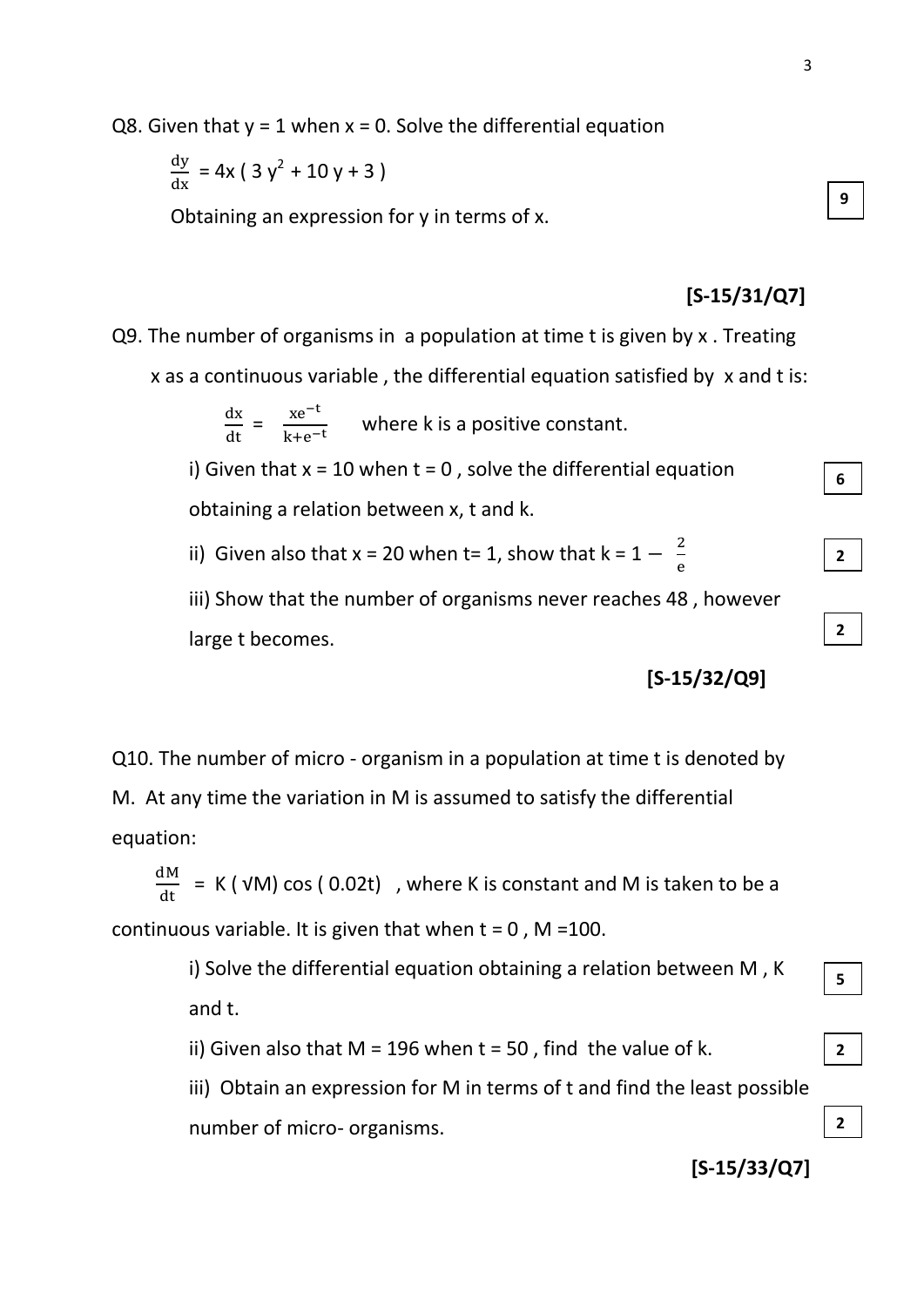Q8. Given that y = 1 when x = 0. Solve the differential equation

$$\frac{dy}{dx} = 4x\,(3y^2 + 10y + 3)$$

Obtaining an expression for y in terms of x.

**9**

**[S-15/31/Q7]**

Q9. The number of organisms in a population at time t is given by x . Treating x as a continuous variable , the differential equation satisfied by x and t is:

$$\frac{dx}{dt} = \frac{xe^{-t}}{k+e^{-t}} \quad \text{where k is a positive constant.}$$

i) Given that x = 10 when t = 0 , solve the differential equation obtaining a relation between x, t and k. **6**

ii) Given also that x = 20 when t= 1, show that $k = 1 - \frac{2}{e}$ **2**

iii) Show that the number of organisms never reaches 48 , however large t becomes. **2**

**[S-15/32/Q9]**

Q10. The number of micro - organism in a population at time t is denoted by M. At any time the variation in M is assumed to satisfy the differential equation:

$$\frac{dM}{dt} = K(\sqrt{M})\cos(0.02t)$$

, where K is constant and M is taken to be a continuous variable. It is given that when t = 0 , M =100.

i) Solve the differential equation obtaining a relation between M , K and t. **5**

ii) Given also that M = 196 when t = 50 , find the value of k. **2**

iii) Obtain an expression for M in terms of t and find the least possible number of micro- organisms. **2**

**[S-15/33/Q7]**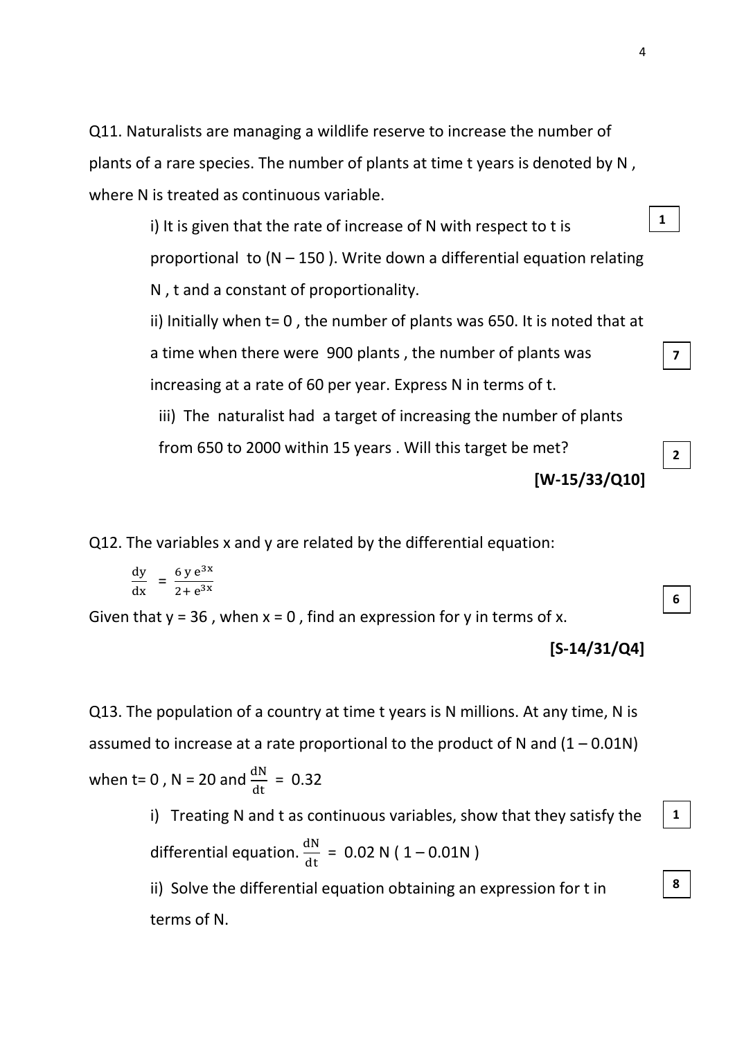Q11. Naturalists are managing a wildlife reserve to increase the number of plants of a rare species. The number of plants at time t years is denoted by N , where N is treated as continuous variable.

i) It is given that the rate of increase of N with respect to t is proportional to (N – 150 ). Write down a differential equation relating N , t and a constant of proportionality. **[1]**

ii) Initially when t= 0 , the number of plants was 650. It is noted that at a time when there were 900 plants , the number of plants was increasing at a rate of 60 per year. Express N in terms of t. **[7]**

iii) The naturalist had a target of increasing the number of plants from 650 to 2000 within 15 years . Will this target be met? **[2]**

**[W-15/33/Q10]**

Q12. The variables x and y are related by the differential equation:

$$\frac{dy}{dx} = \frac{6\,y\,e^{3x}}{2+e^{3x}}$$

Given that y = 36 , when x = 0 , find an expression for y in terms of x. **[6]**

**[S-14/31/Q4]**

Q13. The population of a country at time t years is N millions. At any time, N is assumed to increase at a rate proportional to the product of N and (1 – 0.01N) when t= 0 , N = 20 and $\frac{dN}{dt} = 0.32$

i) Treating N and t as continuous variables, show that they satisfy the differential equation. $\frac{dN}{dt} = 0.02\,N\,(1 - 0.01N)$ **[1]**

ii) Solve the differential equation obtaining an expression for t in terms of N. **[8]**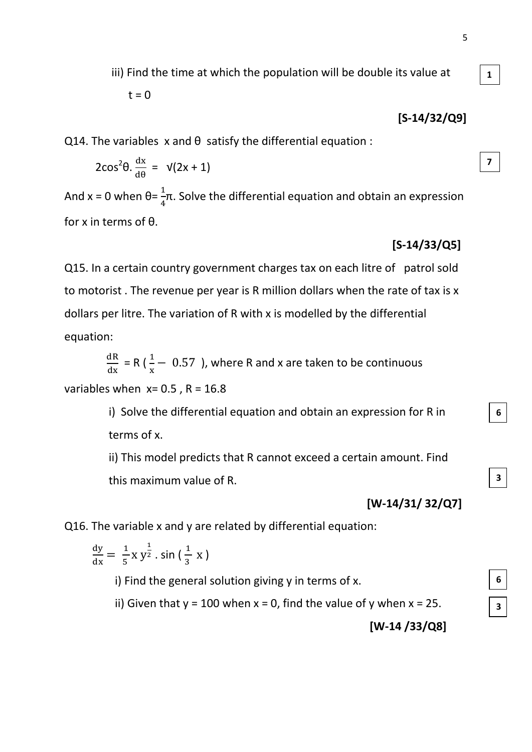iii) Find the time at which the population will be double its value at $t = 0$ **1**

**[S-14/32/Q9]**

Q14. The variables x and θ satisfy the differential equation : **7**

$$2\cos^2\theta . \frac{dx}{d\theta} = \sqrt{(2x + 1)}$$

And $x = 0$ when $\theta = \frac{1}{4}\pi$. Solve the differential equation and obtain an expression for x in terms of θ.

**[S-14/33/Q5]**

Q15. In a certain country government charges tax on each litre of patrol sold to motorist . The revenue per year is R million dollars when the rate of tax is x dollars per litre. The variation of R with x is modelled by the differential equation:

$\frac{dR}{dx} = R\left(\frac{1}{x} - 0.57\right)$, where R and x are taken to be continuous variables when $x = 0.5$ , $R = 16.8$

i) Solve the differential equation and obtain an expression for R in terms of x. **6**

ii) This model predicts that R cannot exceed a certain amount. Find this maximum value of R. **3**

**[W-14/31/ 32/Q7]**

Q16. The variable x and y are related by differential equation:

$$\frac{dy}{dx} = \frac{1}{5} x\, y^{\frac{1}{2}} . \sin\left(\frac{1}{3}x\right)$$

i) Find the general solution giving y in terms of x. **6**

ii) Given that $y = 100$ when $x = 0$, find the value of y when $x = 25$. **3**

**[W-14 /33/Q8]**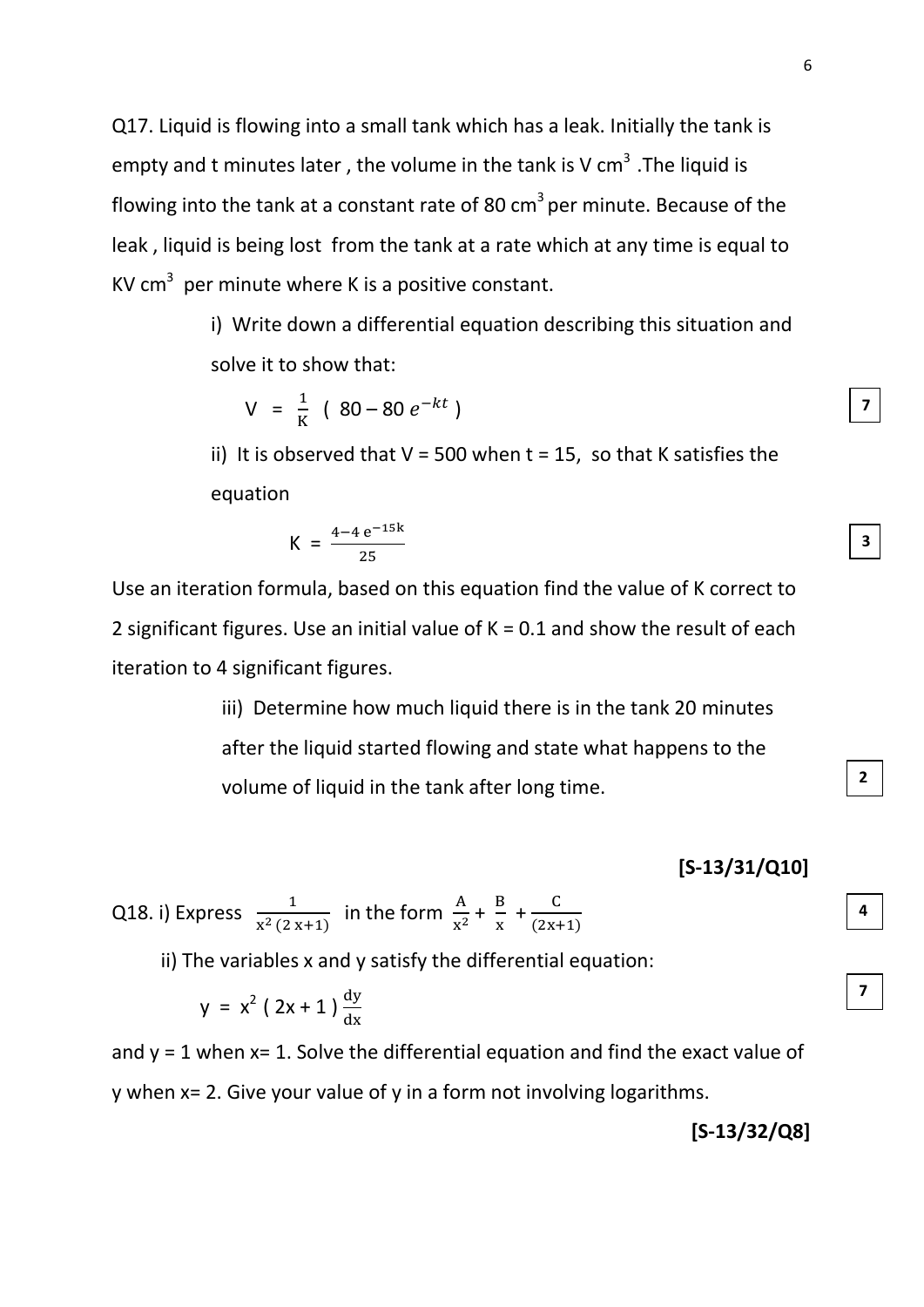Q17. Liquid is flowing into a small tank which has a leak. Initially the tank is empty and t minutes later , the volume in the tank is V $cm^3$ .The liquid is flowing into the tank at a constant rate of 80 $cm^3$ per minute. Because of the leak , liquid is being lost from the tank at a rate which at any time is equal to KV $cm^3$ per minute where K is a positive constant.

i) Write down a differential equation describing this situation and solve it to show that:

$$V = \frac{1}{K} \left( 80 - 80\, e^{-kt} \right)$$

**7**

ii) It is observed that V = 500 when t = 15, so that K satisfies the equation

$$K = \frac{4 - 4\, e^{-15k}}{25}$$

**3**

Use an iteration formula, based on this equation find the value of K correct to 2 significant figures. Use an initial value of K = 0.1 and show the result of each iteration to 4 significant figures.

iii) Determine how much liquid there is in the tank 20 minutes after the liquid started flowing and state what happens to the volume of liquid in the tank after long time.

**2**

**[S-13/31/Q10]**

Q18. i) Express $\frac{1}{x^2\,(2\,x+1)}$ in the form $\frac{A}{x^2} + \frac{B}{x} + \frac{C}{(2x+1)}$

**4**

ii) The variables x and y satisfy the differential equation:

$$y = x^2\ (\,2x + 1\,)\,\frac{dy}{dx}$$

**7**

and y = 1 when x= 1. Solve the differential equation and find the exact value of y when x= 2. Give your value of y in a form not involving logarithms.

**[S-13/32/Q8]**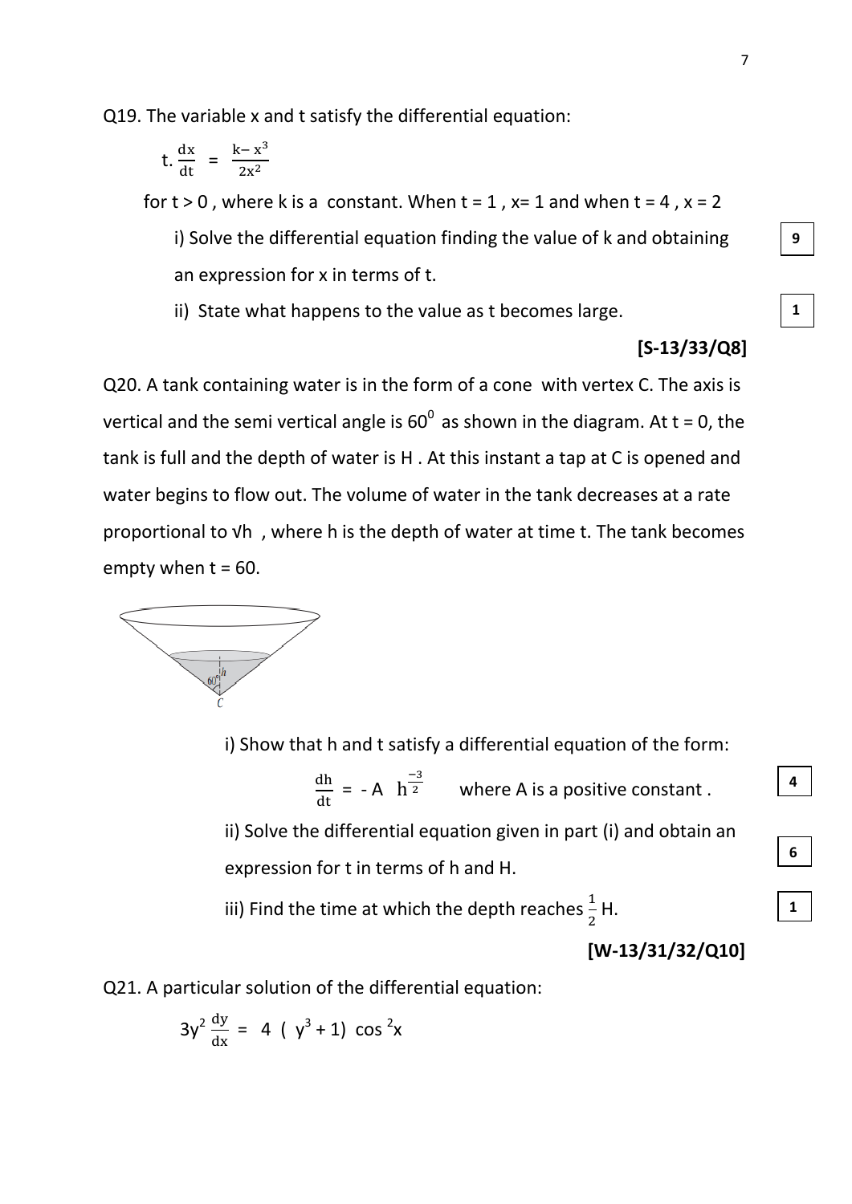Q19. The variable x and t satisfy the differential equation:

$$t.\frac{dx}{dt} = \frac{k - x^3}{2x^2}$$

for $t > 0$ , where k is a constant. When $t = 1$ , $x = 1$ and when $t = 4$ , $x = 2$

i) Solve the differential equation finding the value of k and obtaining an expression for x in terms of t. **9**

ii) State what happens to the value as t becomes large. **1**

**[S-13/33/Q8]**

Q20. A tank containing water is in the form of a cone with vertex C. The axis is vertical and the semi vertical angle is $60^0$ as shown in the diagram. At t = 0, the tank is full and the depth of water is H . At this instant a tap at C is opened and water begins to flow out. The volume of water in the tank decreases at a rate proportional to √h , where h is the depth of water at time t. The tank becomes empty when t = 60.

i) Show that h and t satisfy a differential equation of the form:

$$\frac{dh}{dt} = -A \ h^{\frac{-3}{2}} \quad \text{where A is a positive constant .}$$ **4**

ii) Solve the differential equation given in part (i) and obtain an expression for t in terms of h and H. **6**

iii) Find the time at which the depth reaches $\frac{1}{2}$H. **1**

**[W-13/31/32/Q10]**

Q21. A particular solution of the differential equation:

$$3y^2 \frac{dy}{dx} = 4 \ ( \ y^3 + 1) \ \cos^2 x$$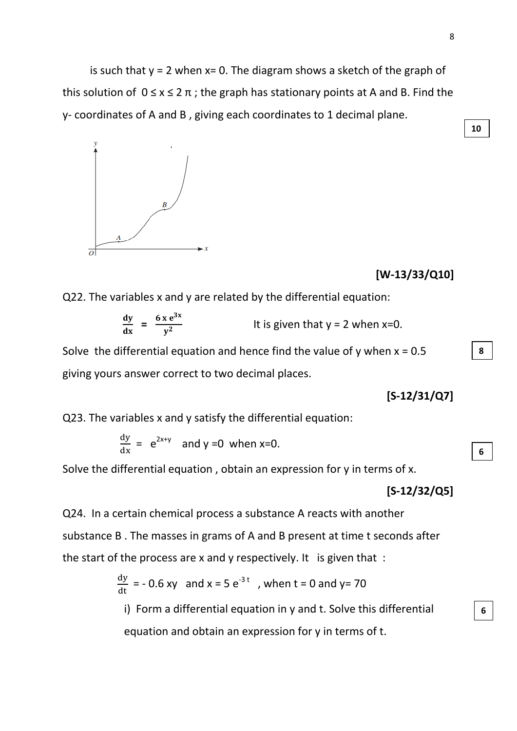is such that y = 2 when x= 0. The diagram shows a sketch of the graph of this solution of $0 \le x \le 2\pi$ ; the graph has stationary points at A and B. Find the y- coordinates of A and B , giving each coordinates to 1 decimal plane.

**10**

**[W-13/33/Q10]**

Q22. The variables x and y are related by the differential equation:

$$\frac{dy}{dx} = \frac{6xe^{3x}}{y^2} \qquad \text{It is given that } y = 2 \text{ when } x=0.$$

Solve the differential equation and hence find the value of y when x = 0.5 giving yours answer correct to two decimal places.

**8**

**[S-12/31/Q7]**

Q23. The variables x and y satisfy the differential equation:

$$\frac{dy}{dx} = e^{2x+y} \quad \text{and } y = 0 \text{ when } x=0.$$

Solve the differential equation , obtain an expression for y in terms of x.

**6**

**[S-12/32/Q5]**

Q24. In a certain chemical process a substance A reacts with another substance B . The masses in grams of A and B present at time t seconds after the start of the process are x and y respectively. It is given that :

$$\frac{dy}{dt} = -0.6xy \quad \text{and } x = 5e^{-3t} \text{ , when } t = 0 \text{ and } y = 70$$

i) Form a differential equation in y and t. Solve this differential equation and obtain an expression for y in terms of t.

**6**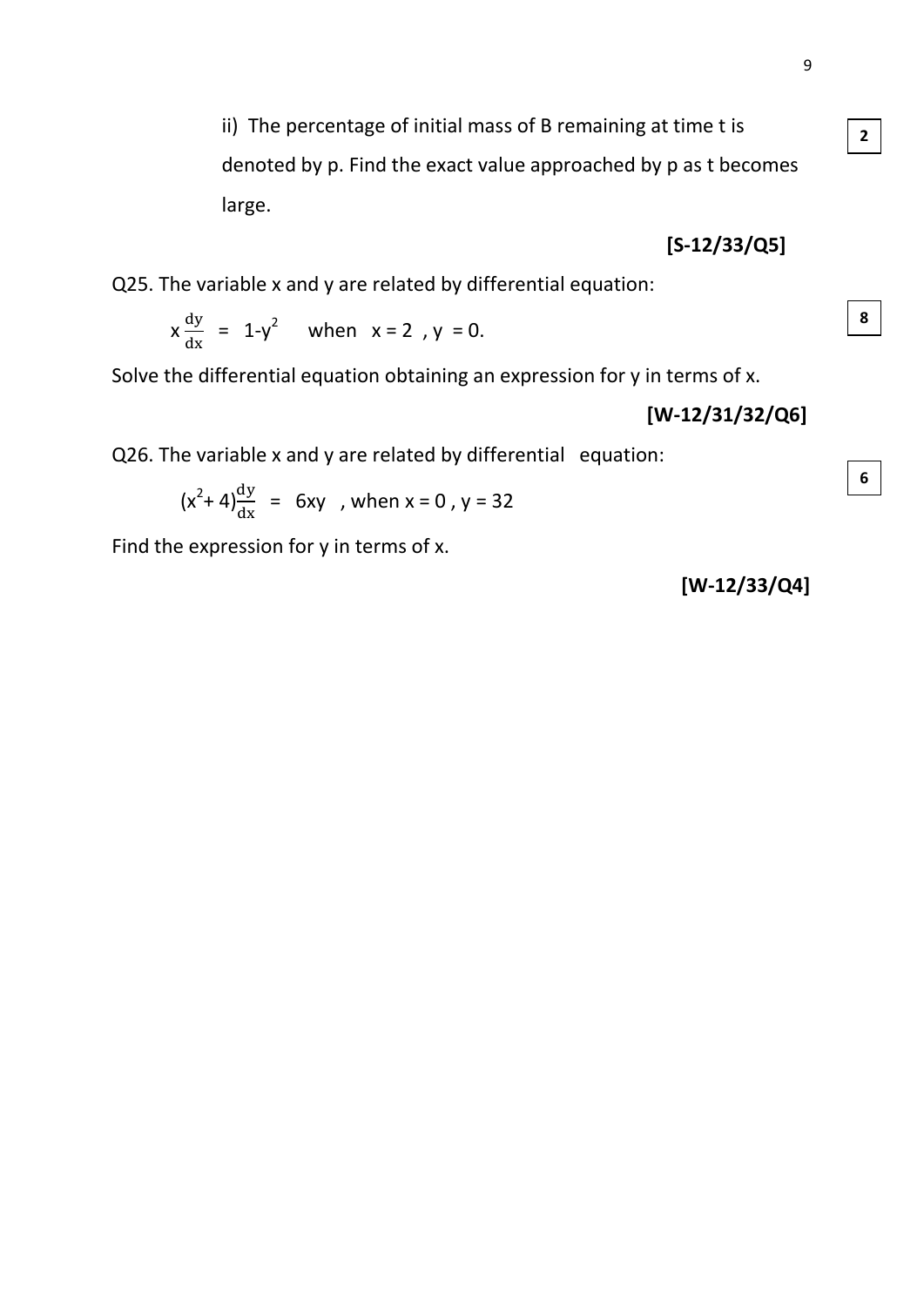ii) The percentage of initial mass of B remaining at time t is denoted by p. Find the exact value approached by p as t becomes large. **2**

**[S-12/33/Q5]**

Q25. The variable x and y are related by differential equation: **8**

$$x\frac{dy}{dx} = 1-y^2 \quad \text{when} \quad x = 2, \; y = 0.$$

Solve the differential equation obtaining an expression for y in terms of x.

**[W-12/31/32/Q6]**

Q26. The variable x and y are related by differential equation: **6**

$$(x^2+4)\frac{dy}{dx} = 6xy \quad \text{, when } x = 0, \; y = 32$$

Find the expression for y in terms of x.

**[W-12/33/Q4]**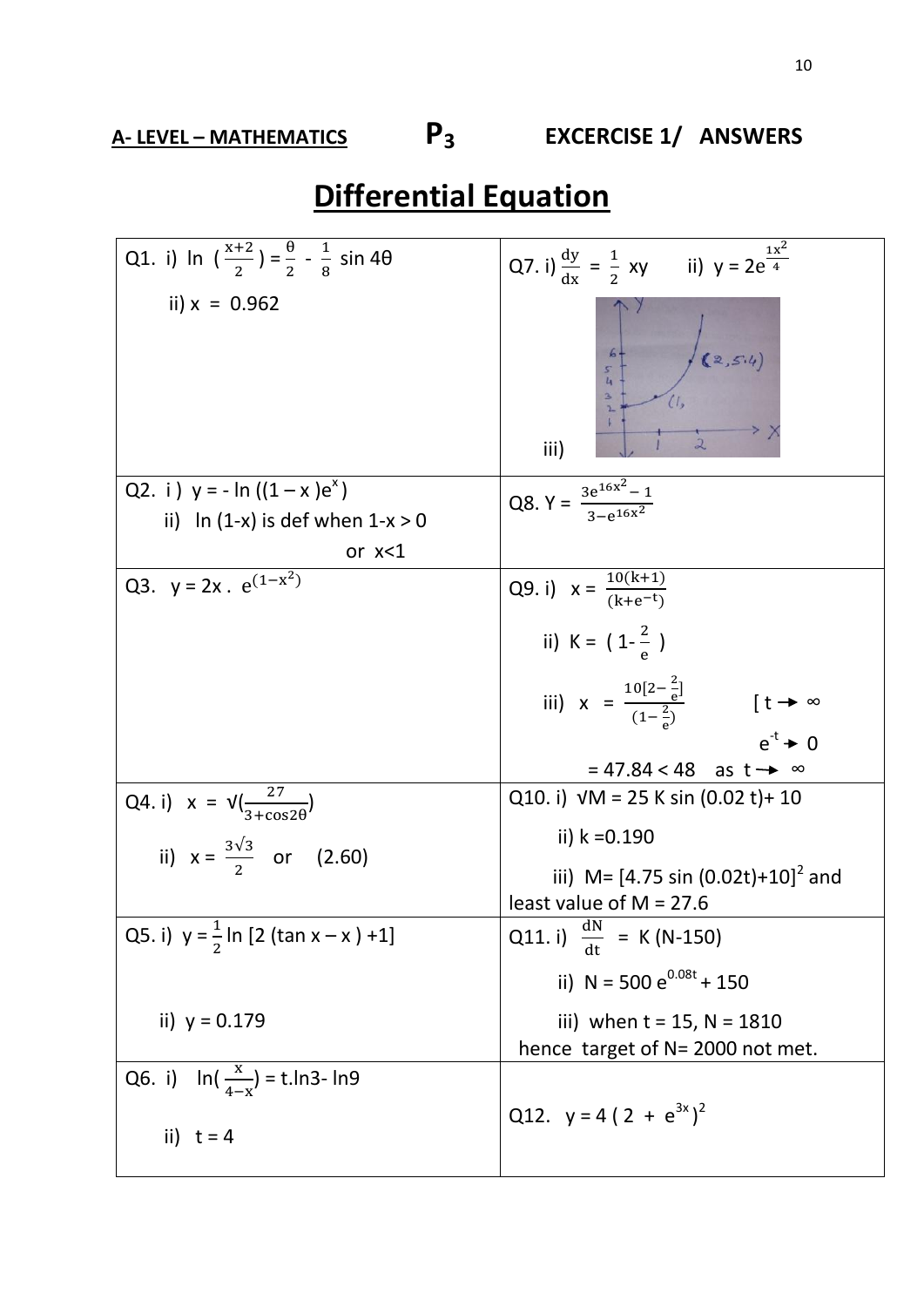**A- LEVEL – MATHEMATICS** **$P_3$** **EXCERCISE 1/ ANSWERS**

# Differential Equation

| | |
|---|---|
| Q1. i) $\ln\left(\frac{x+2}{2}\right) = \frac{\theta}{2} - \frac{1}{8}\sin 4\theta$ <br> ii) $x = 0.962$ | Q7. i) $\frac{dy}{dx} = \frac{1}{2}xy$ ii) $y = 2e^{\frac{1x^2}{4}}$ <br> iii) |
| Q2. i) $y = -\ln((1-x)e^x)$ <br> ii) $\ln(1-x)$ is def when $1-x > 0$ or $x<1$ | Q8. $Y = \frac{3e^{16x^2} - 1}{3 - e^{16x^2}}$ |
| Q3. $y = 2x \cdot e^{(1-x^2)}$ | Q9. i) $x = \frac{10(k+1)}{(k+e^{-t})}$ <br> ii) $K = \left(1 - \frac{2}{e}\right)$ <br> iii) $x = \frac{10[2-\frac{2}{e}]}{(1-\frac{2}{e})}$ [ $t \to \infty$, $e^{-t} \to 0$ <br> $= 47.84 < 48$ as $t \to \infty$ |
| Q4. i) $x = \sqrt{\left(\frac{27}{3+\cos 2\theta}\right)}$ <br> ii) $x = \frac{3\sqrt{3}}{2}$ or (2.60) | Q10. i) $\sqrt{M} = 25K\sin(0.02t) + 10$ <br> ii) $k = 0.190$ <br> iii) $M = [4.75\sin(0.02t)+10]^2$ and least value of $M = 27.6$ |
| Q5. i) $y = \frac{1}{2}\ln[2(\tan x - x) + 1]$ <br> ii) $y = 0.179$ | Q11. i) $\frac{dN}{dt} = K(N-150)$ <br> ii) $N = 500e^{0.08t} + 150$ <br> iii) when $t = 15$, $N = 1810$ hence target of $N = 2000$ not met. |
| Q6. i) $\ln\left(\frac{x}{4-x}\right) = t.\ln 3 - \ln 9$ <br> ii) $t = 4$ | Q12. $y = 4(2 + e^{3x})^2$ |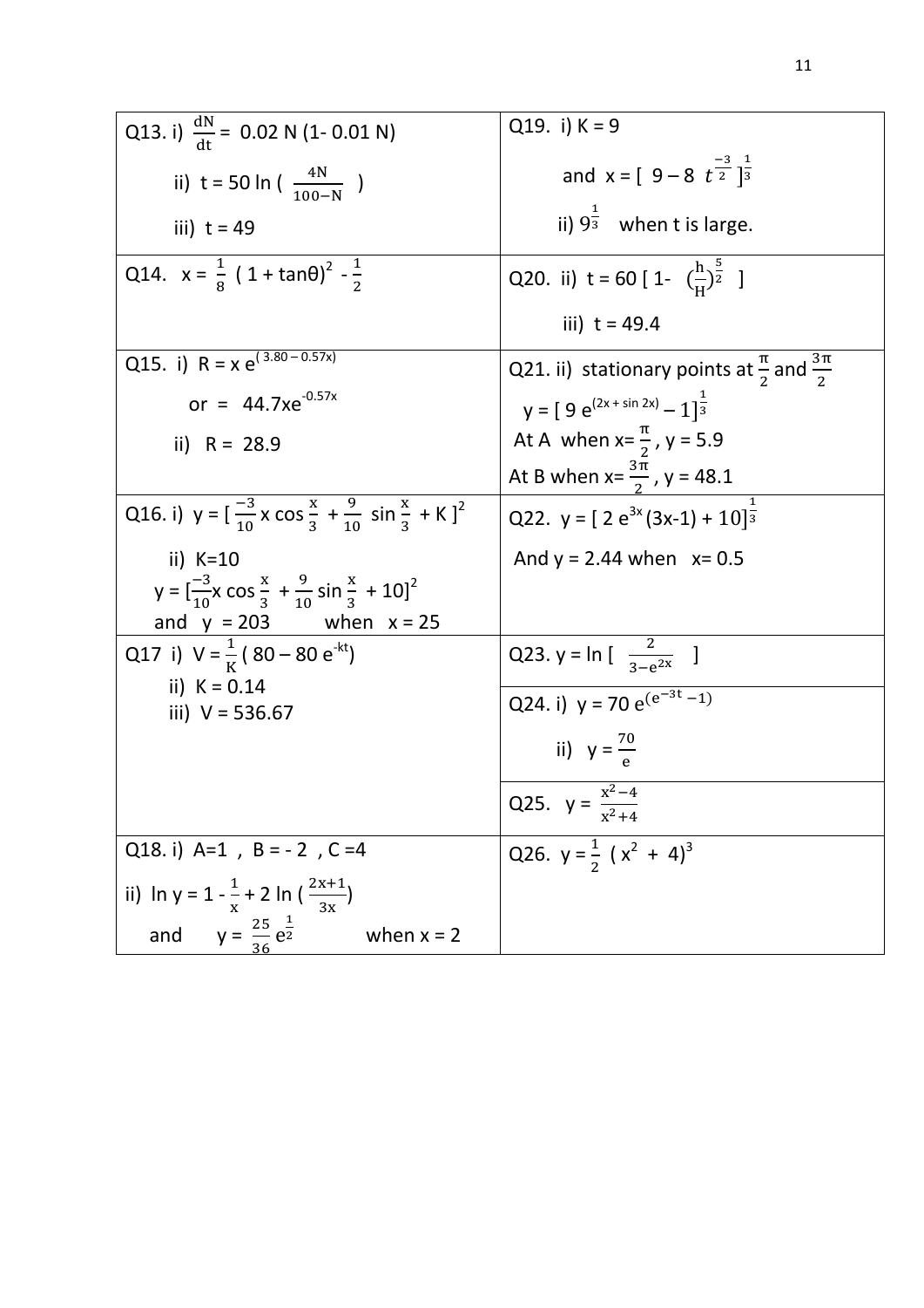| | |
|---|---|
| Q13. i) $\frac{dN}{dt} = 0.02\,N\,(1 - 0.01\,N)$ <br> ii) $t = 50 \ln\left(\frac{4N}{100-N}\right)$ <br> iii) $t = 49$ | Q19. i) $K = 9$ <br> and $x = \left[9 - 8\,t^{\frac{-3}{2}}\right]^{\frac{1}{3}}$ <br> ii) $9^{\frac{1}{3}}$ when t is large. |
| Q14. $x = \frac{1}{8}(1 + \tan\theta)^2 - \frac{1}{2}$ | Q20. ii) $t = 60\left[1 - \left(\frac{h}{H}\right)^{\frac{5}{2}}\right]$ <br> iii) $t = 49.4$ |
| Q15. i) $R = x\,e^{(3.80 - 0.57x)}$ <br> or $= 44.7xe^{-0.57x}$ <br> ii) $R = 28.9$ | Q21. ii) stationary points at $\frac{\pi}{2}$ and $\frac{3\pi}{2}$ <br> $y = \left[9\,e^{(2x + \sin 2x)} - 1\right]^{\frac{1}{3}}$ <br> At A when $x = \frac{\pi}{2}$, $y = 5.9$ <br> At B when $x = \frac{3\pi}{2}$, $y = 48.1$ |
| Q16. i) $y = \left[\frac{-3}{10}x\cos\frac{x}{3} + \frac{9}{10}\sin\frac{x}{3} + K\right]^2$ <br> ii) $K=10$ <br> $y = \left[\frac{-3}{10}x\cos\frac{x}{3} + \frac{9}{10}\sin\frac{x}{3} + 10\right]^2$ <br> and $y = 203$ when $x = 25$ | Q22. $y = \left[2\,e^{3x}(3x-1) + 10\right]^{\frac{1}{3}}$ <br> And $y = 2.44$ when $x = 0.5$ |
| Q17 i) $V = \frac{1}{K}(80 - 80\,e^{-kt})$ <br> ii) $K = 0.14$ <br> iii) $V = 536.67$ | Q23. $y = \ln\left[\frac{2}{3-e^{2x}}\right]$ <br> Q24. i) $y = 70\,e^{(e^{-3t} - 1)}$ <br> ii) $y = \frac{70}{e}$ <br> Q25. $y = \frac{x^2-4}{x^2+4}$ |
| Q18. i) $A=1$, $B = -2$, $C = 4$ <br> ii) $\ln y = 1 - \frac{1}{x} + 2\ln\left(\frac{2x+1}{3x}\right)$ <br> and $y = \frac{25}{36}e^{\frac{1}{2}}$ when $x = 2$ | Q26. $y = \frac{1}{2}(x^2 + 4)^3$ |